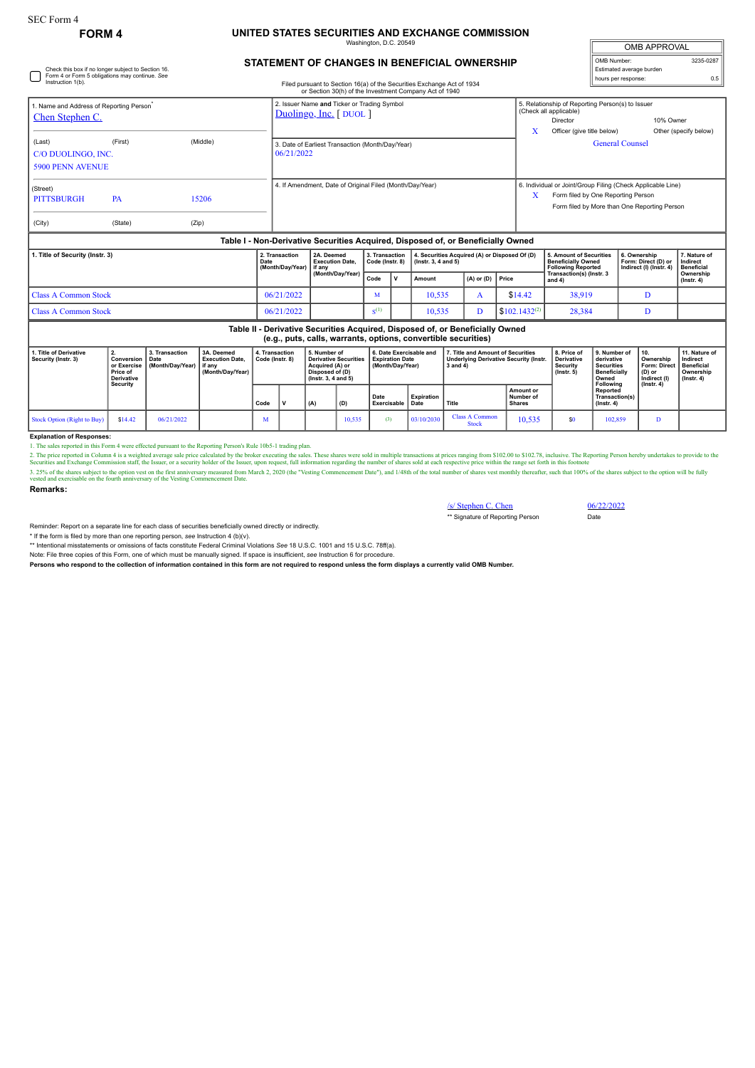SEC Form 4

**FORM 4**

# UNITED STATES SECURITIES AND EXCHANGE COMMISSION

Washington, D.C. 20549

## STATEMENT OF CHANGES IN BENEFICIAL OWNERSHIP

Filed pursuant to Section 16(a) of the Securities Exchange Act of 1934 or Section 30(h) of the Investment Company Act of 1940

| OMB APPROVAL | |
|---|---|
| OMB Number: | 3235-0287 |
| Estimated average burden hours per response: | 0.5 |

☐ Check this box if no longer subject to Section 16. Form 4 or Form 5 obligations may continue. *See* Instruction 1(b).

| | | |
|---|---|---|
| 1. Name and Address of Reporting Person* Chen Stephen C. (Last) (First) (Middle) C/O DUOLINGO, INC. 5900 PENN AVENUE (Street) PITTSBURGH PA 15206 (City) (State) (Zip) | 2. Issuer Name **and** Ticker or Trading Symbol Duolingo, Inc. [ DUOL ] | 5. Relationship of Reporting Person(s) to Issuer (Check all applicable) Director 10% Owner X Officer (give title below) Other (specify below) General Counsel |
| | 3. Date of Earliest Transaction (Month/Day/Year) 06/21/2022 | |
| | 4. If Amendment, Date of Original Filed (Month/Day/Year) | 6. Individual or Joint/Group Filing (Check Applicable Line) X Form filed by One Reporting Person Form filed by More than One Reporting Person |

**Table I - Non-Derivative Securities Acquired, Disposed of, or Beneficially Owned**

| 1. Title of Security (Instr. 3) | 2. Transaction Date (Month/Day/Year) | 2A. Deemed Execution Date, if any (Month/Day/Year) | 3. Transaction Code (Instr. 8) | | 4. Securities Acquired (A) or Disposed Of (D) (Instr. 3, 4 and 5) | | | 5. Amount of Securities Beneficially Owned Following Reported Transaction(s) (Instr. 3 and 4) | 6. Ownership Form: Direct (D) or Indirect (I) (Instr. 4) | 7. Nature of Indirect Beneficial Ownership (Instr. 4) |
|---|---|---|---|---|---|---|---|---|---|---|
| | | | Code | V | Amount | (A) or (D) | Price | | | |
| Class A Common Stock | 06/21/2022 | | M | | 10,535 | A | $14.42 | 38,919 | D | |
| Class A Common Stock | 06/21/2022 | | S[(1)] | | 10,535 | D | $102.1432[(2)] | 28,384 | D | |

**Table II - Derivative Securities Acquired, Disposed of, or Beneficially Owned (e.g., puts, calls, warrants, options, convertible securities)**

| 1. Title of Derivative Security (Instr. 3) | 2. Conversion or Exercise Price of Derivative Security | 3. Transaction Date (Month/Day/Year) | 3A. Deemed Execution Date, if any (Month/Day/Year) | 4. Transaction Code (Instr. 8) | | 5. Number of Derivative Securities Acquired (A) or Disposed of (D) (Instr. 3, 4 and 5) | | 6. Date Exercisable and Expiration Date (Month/Day/Year) | | 7. Title and Amount of Securities Underlying Derivative Security (Instr. 3 and 4) | | 8. Price of Derivative Security (Instr. 5) | 9. Number of derivative Securities Beneficially Owned Following Reported Transaction(s) (Instr. 4) | 10. Ownership Form: Direct (D) or Indirect (I) (Instr. 4) | 11. Nature of Indirect Beneficial Ownership (Instr. 4) |
|---|---|---|---|---|---|---|---|---|---|---|---|---|---|---|---|
| | | | | Code | V | (A) | (D) | Date Exercisable | Expiration Date | Title | Amount or Number of Shares | | | | |
| Stock Option (Right to Buy) | $14.42 | 06/21/2022 | | M | | | 10,535 | (3) | 03/10/2030 | Class A Common Stock | 10,535 | $0 | 102,859 | D | |

**Explanation of Responses:**

1. The sales reported in this Form 4 were effected pursuant to the Reporting Person's Rule 10b5-1 trading plan.

2. The price reported in Column 4 is a weighted average sale price calculated by the broker executing the sales. These shares were sold in multiple transactions at prices ranging from $102.00 to $102.78, inclusive. The Reporting Person hereby undertakes to provide to the Securities and Exchange Commission staff, the Issuer, or a security holder of the Issuer, upon request, full information regarding the number of shares sold at each respective price within the range set forth in this footnote

3. 25% of the shares subject to the option vest on the first anniversary measured from March 2, 2020 (the "Vesting Commencement Date"), and 1/48th of the total number of shares vest monthly thereafter, such that 100% of the shares subject to the option will be fully vested and exercisable on the fourth anniversary of the Vesting Commencement Date.

**Remarks:**

| | |
|---|---|
| /s/ Stephen C. Chen | 06/22/2022 |
| ** Signature of Reporting Person | Date |

Reminder: Report on a separate line for each class of securities beneficially owned directly or indirectly.

\* If the form is filed by more than one reporting person, *see* Instruction 4 (b)(v).

** Intentional misstatements or omissions of facts constitute Federal Criminal Violations *See* 18 U.S.C. 1001 and 15 U.S.C. 78ff(a).

Note: File three copies of this Form, one of which must be manually signed. If space is insufficient, *see* Instruction 6 for procedure.

**Persons who respond to the collection of information contained in this form are not required to respond unless the form displays a currently valid OMB Number.**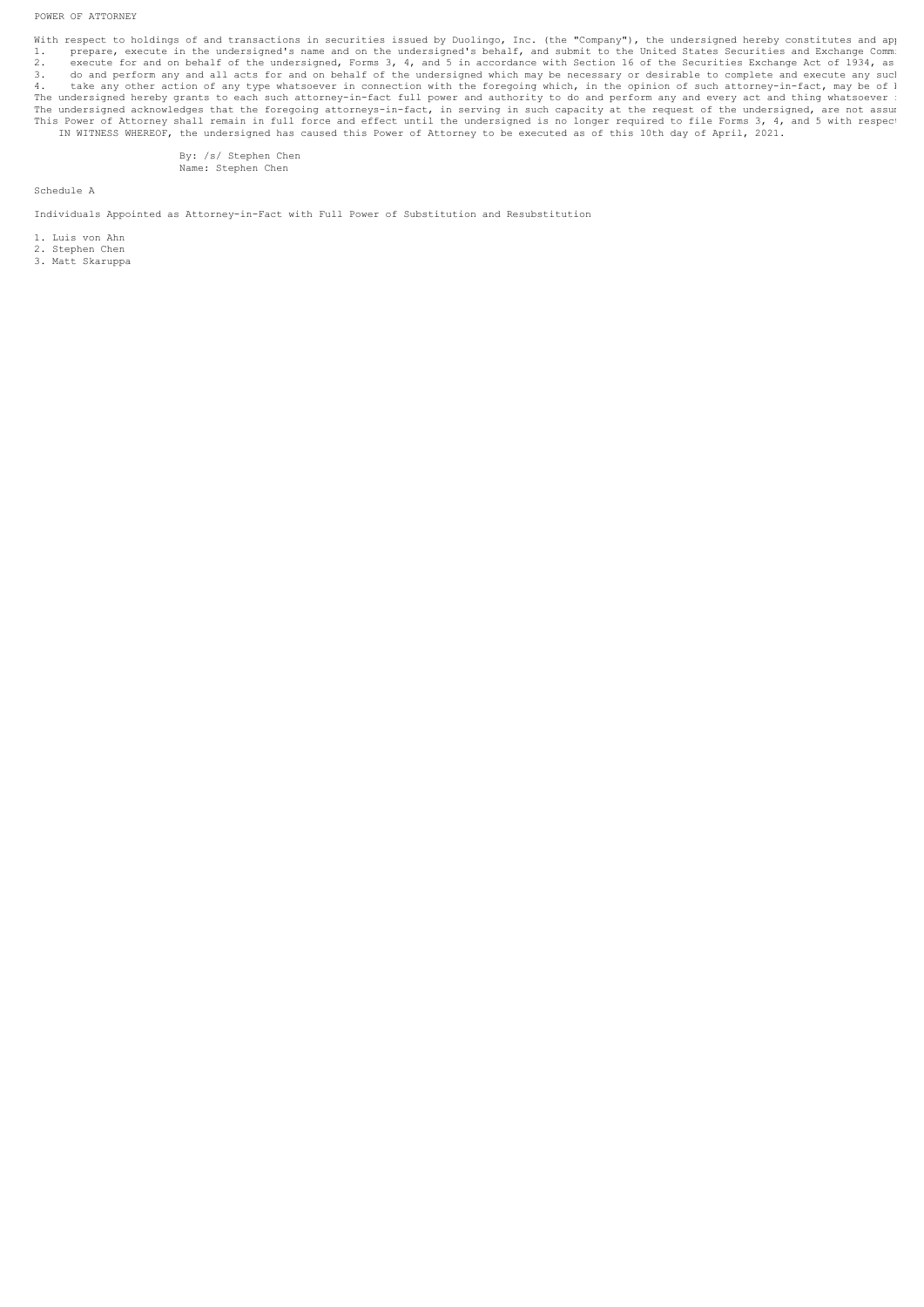POWER OF ATTORNEY

With respect to holdings of and transactions in securities issued by Duolingo, Inc. (the "Company"), the undersigned hereby constitutes and ap

1. prepare, execute in the undersigned's name and on the undersigned's behalf, and submit to the United States Securities and Exchange Comm
2. execute for and on behalf of the undersigned, Forms 3, 4, and 5 in accordance with Section 16 of the Securities Exchange Act of 1934, as
3. do and perform any and all acts for and on behalf of the undersigned which may be necessary or desirable to complete and execute any such
4. take any other action of any type whatsoever in connection with the foregoing which, in the opinion of such attorney-in-fact, may be of b

The undersigned hereby grants to each such attorney-in-fact full power and authority to do and perform any and every act and thing whatsoever

The undersigned acknowledges that the foregoing attorneys-in-fact, in serving in such capacity at the request of the undersigned, are not assu

This Power of Attorney shall remain in full force and effect until the undersigned is no longer required to file Forms 3, 4, and 5 with respect

IN WITNESS WHEREOF, the undersigned has caused this Power of Attorney to be executed as of this 10th day of April, 2021.

By: /s/ Stephen Chen
Name: Stephen Chen

Schedule A

Individuals Appointed as Attorney-in-Fact with Full Power of Substitution and Resubstitution

1. Luis von Ahn
2. Stephen Chen
3. Matt Skaruppa